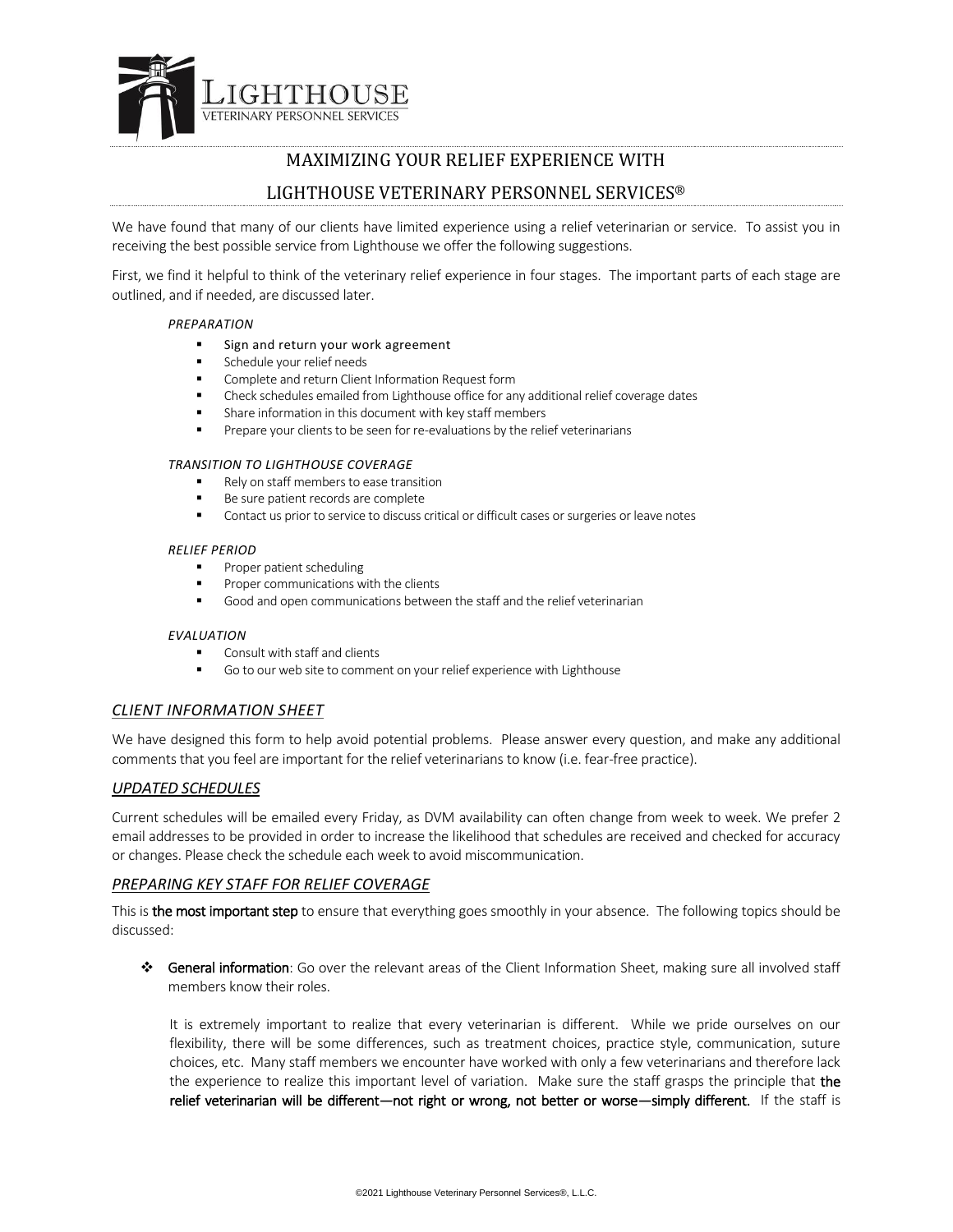# MAXIMIZING YOUR RELIEF EXPERIENCE WITH LIGHTHOUSE VETERINARY PERSONNEL SERVICES®

We have found that many of our clients have limited experience using a relief veterinarian or service. To assist you in receiving the best possible service from Lighthouse we offer the following suggestions.

First, we find it helpful to think of the veterinary relief experience in four stages. The important parts of each stage are outlined, and if needed, are discussed later.

*PREPARATION*

- Sign and return your work agreement
- Schedule your relief needs
- Complete and return Client Information Request form
- Check schedules emailed from Lighthouse office for any additional relief coverage dates
- Share information in this document with key staff members
- Prepare your clients to be seen for re-evaluations by the relief veterinarians

*TRANSITION TO LIGHTHOUSE COVERAGE*

- Rely on staff members to ease transition
- Be sure patient records are complete
- Contact us prior to service to discuss critical or difficult cases or surgeries or leave notes

*RELIEF PERIOD*

- Proper patient scheduling
- Proper communications with the clients
- Good and open communications between the staff and the relief veterinarian

*EVALUATION*

- Consult with staff and clients
- Go to our web site to comment on your relief experience with Lighthouse

## *CLIENT INFORMATION SHEET*

We have designed this form to help avoid potential problems. Please answer every question, and make any additional comments that you feel are important for the relief veterinarians to know (i.e. fear-free practice).

## *UPDATED SCHEDULES*

Current schedules will be emailed every Friday, as DVM availability can often change from week to week. We prefer 2 email addresses to be provided in order to increase the likelihood that schedules are received and checked for accuracy or changes. Please check the schedule each week to avoid miscommunication.

## *PREPARING KEY STAFF FOR RELIEF COVERAGE*

This is **the most important step** to ensure that everything goes smoothly in your absence. The following topics should be discussed:

- **General information**: Go over the relevant areas of the Client Information Sheet, making sure all involved staff members know their roles.

  It is extremely important to realize that every veterinarian is different. While we pride ourselves on our flexibility, there will be some differences, such as treatment choices, practice style, communication, suture choices, etc. Many staff members we encounter have worked with only a few veterinarians and therefore lack the experience to realize this important level of variation. Make sure the staff grasps the principle that **the relief veterinarian will be different—not right or wrong, not better or worse—simply different.** If the staff is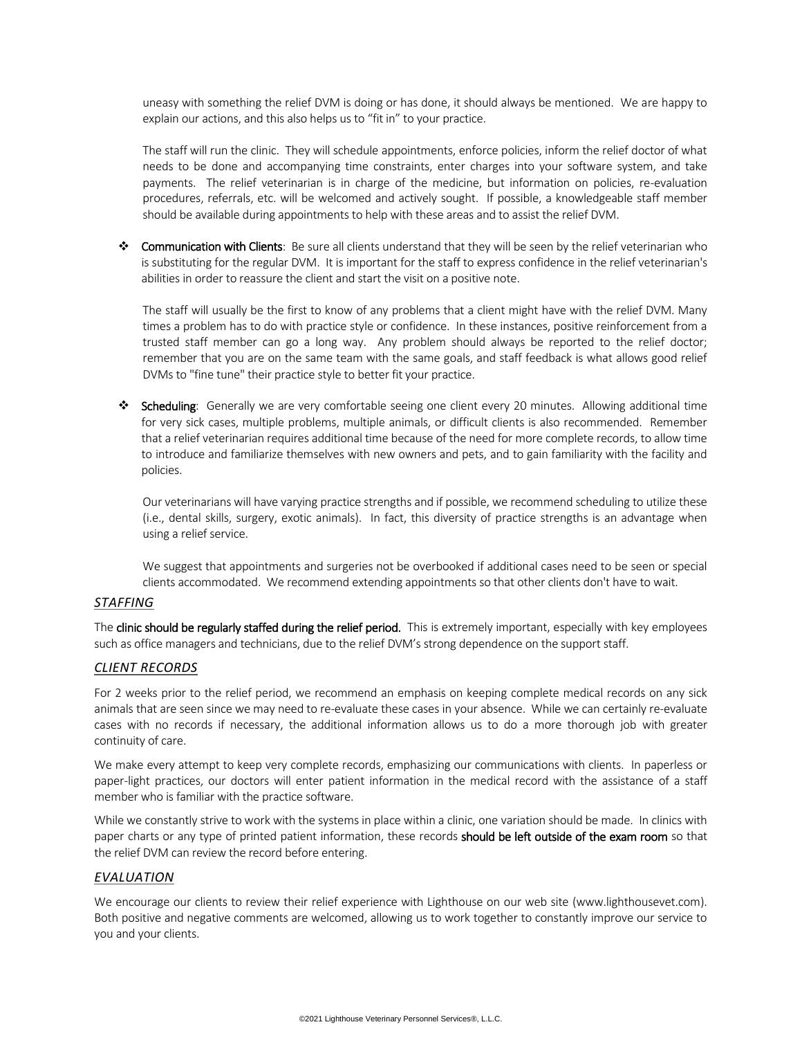uneasy with something the relief DVM is doing or has done, it should always be mentioned. We are happy to explain our actions, and this also helps us to "fit in" to your practice.

The staff will run the clinic. They will schedule appointments, enforce policies, inform the relief doctor of what needs to be done and accompanying time constraints, enter charges into your software system, and take payments. The relief veterinarian is in charge of the medicine, but information on policies, re-evaluation procedures, referrals, etc. will be welcomed and actively sought. If possible, a knowledgeable staff member should be available during appointments to help with these areas and to assist the relief DVM.

- **Communication with Clients**: Be sure all clients understand that they will be seen by the relief veterinarian who is substituting for the regular DVM. It is important for the staff to express confidence in the relief veterinarian's abilities in order to reassure the client and start the visit on a positive note.

  The staff will usually be the first to know of any problems that a client might have with the relief DVM. Many times a problem has to do with practice style or confidence. In these instances, positive reinforcement from a trusted staff member can go a long way. Any problem should always be reported to the relief doctor; remember that you are on the same team with the same goals, and staff feedback is what allows good relief DVMs to "fine tune" their practice style to better fit your practice.

- **Scheduling**: Generally we are very comfortable seeing one client every 20 minutes. Allowing additional time for very sick cases, multiple problems, multiple animals, or difficult clients is also recommended. Remember that a relief veterinarian requires additional time because of the need for more complete records, to allow time to introduce and familiarize themselves with new owners and pets, and to gain familiarity with the facility and policies.

  Our veterinarians will have varying practice strengths and if possible, we recommend scheduling to utilize these (i.e., dental skills, surgery, exotic animals). In fact, this diversity of practice strengths is an advantage when using a relief service.

  We suggest that appointments and surgeries not be overbooked if additional cases need to be seen or special clients accommodated. We recommend extending appointments so that other clients don't have to wait.

## *STAFFING*

The **clinic should be regularly staffed during the relief period.** This is extremely important, especially with key employees such as office managers and technicians, due to the relief DVM's strong dependence on the support staff.

## *CLIENT RECORDS*

For 2 weeks prior to the relief period, we recommend an emphasis on keeping complete medical records on any sick animals that are seen since we may need to re-evaluate these cases in your absence. While we can certainly re-evaluate cases with no records if necessary, the additional information allows us to do a more thorough job with greater continuity of care.

We make every attempt to keep very complete records, emphasizing our communications with clients. In paperless or paper-light practices, our doctors will enter patient information in the medical record with the assistance of a staff member who is familiar with the practice software.

While we constantly strive to work with the systems in place within a clinic, one variation should be made. In clinics with paper charts or any type of printed patient information, these records **should be left outside of the exam room** so that the relief DVM can review the record before entering.

## *EVALUATION*

We encourage our clients to review their relief experience with Lighthouse on our web site (www.lighthousevet.com). Both positive and negative comments are welcomed, allowing us to work together to constantly improve our service to you and your clients.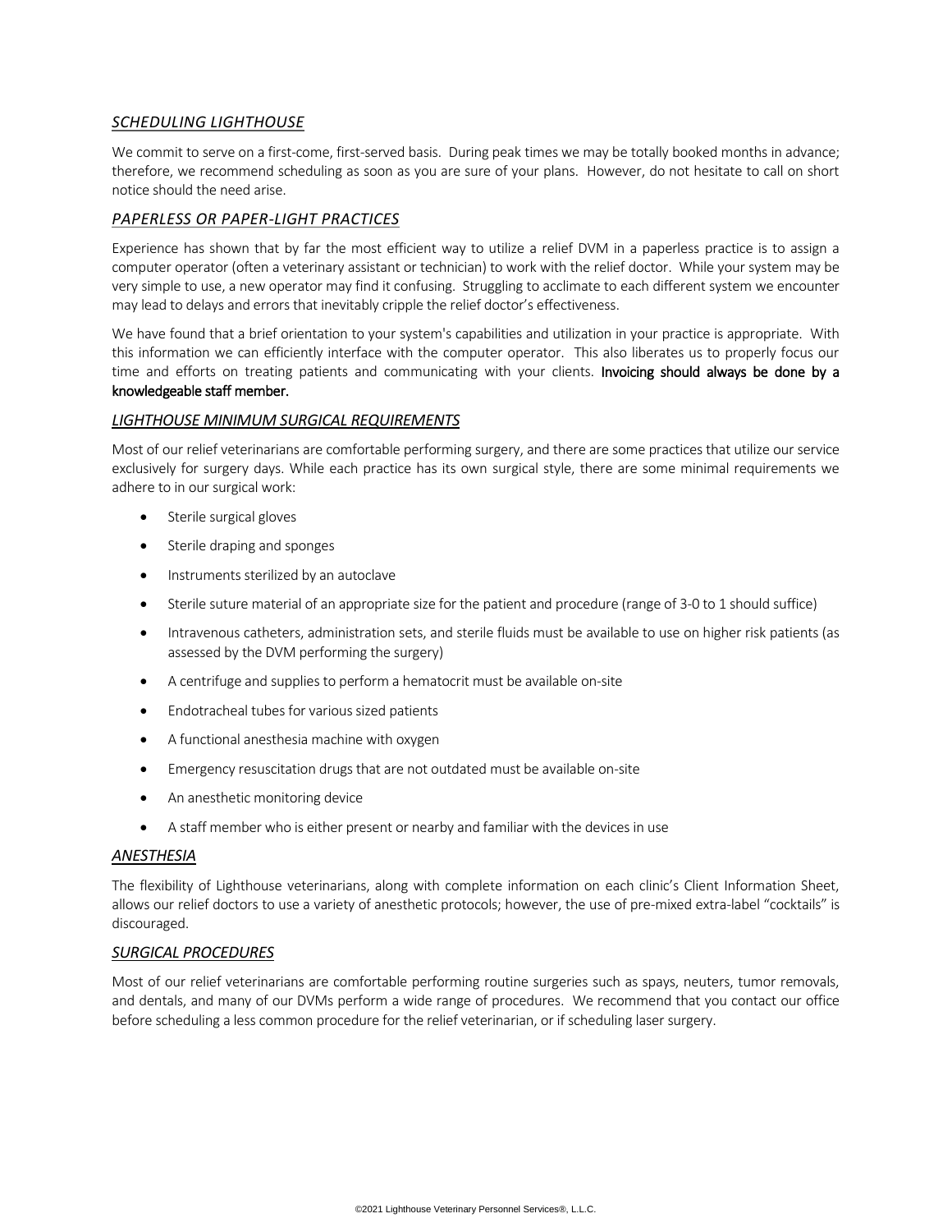## *SCHEDULING LIGHTHOUSE*

We commit to serve on a first-come, first-served basis. During peak times we may be totally booked months in advance; therefore, we recommend scheduling as soon as you are sure of your plans. However, do not hesitate to call on short notice should the need arise.

## *PAPERLESS OR PAPER-LIGHT PRACTICES*

Experience has shown that by far the most efficient way to utilize a relief DVM in a paperless practice is to assign a computer operator (often a veterinary assistant or technician) to work with the relief doctor. While your system may be very simple to use, a new operator may find it confusing. Struggling to acclimate to each different system we encounter may lead to delays and errors that inevitably cripple the relief doctor's effectiveness.

We have found that a brief orientation to your system's capabilities and utilization in your practice is appropriate. With this information we can efficiently interface with the computer operator. This also liberates us to properly focus our time and efforts on treating patients and communicating with your clients. **Invoicing should always be done by a knowledgeable staff member.**

## *LIGHTHOUSE MINIMUM SURGICAL REQUIREMENTS*

Most of our relief veterinarians are comfortable performing surgery, and there are some practices that utilize our service exclusively for surgery days. While each practice has its own surgical style, there are some minimal requirements we adhere to in our surgical work:

- Sterile surgical gloves
- Sterile draping and sponges
- Instruments sterilized by an autoclave
- Sterile suture material of an appropriate size for the patient and procedure (range of 3-0 to 1 should suffice)
- Intravenous catheters, administration sets, and sterile fluids must be available to use on higher risk patients (as assessed by the DVM performing the surgery)
- A centrifuge and supplies to perform a hematocrit must be available on-site
- Endotracheal tubes for various sized patients
- A functional anesthesia machine with oxygen
- Emergency resuscitation drugs that are not outdated must be available on-site
- An anesthetic monitoring device
- A staff member who is either present or nearby and familiar with the devices in use

## *ANESTHESIA*

The flexibility of Lighthouse veterinarians, along with complete information on each clinic's Client Information Sheet, allows our relief doctors to use a variety of anesthetic protocols; however, the use of pre-mixed extra-label "cocktails" is discouraged.

## *SURGICAL PROCEDURES*

Most of our relief veterinarians are comfortable performing routine surgeries such as spays, neuters, tumor removals, and dentals, and many of our DVMs perform a wide range of procedures. We recommend that you contact our office before scheduling a less common procedure for the relief veterinarian, or if scheduling laser surgery.